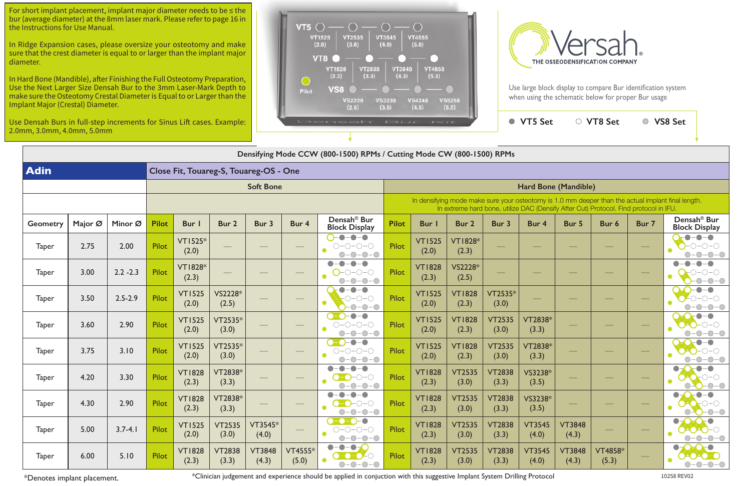For short implant placement, implant major diameter needs to be ≤ the bur (average diameter) at the 8mm laser mark. Please refer to page 16 in the Instructions for Use Manual.

In Ridge Expansion cases, please oversize your osteotomy and make sure that the crest diameter is equal to or larger than the implant major diameter.

In Hard Bone (Mandible), after Finishing the Full Osteotomy Preparation, Use the Next Larger Size Densah Bur to the 3mm Laser-Mark Depth to make sure the Osteotomy Crestal Diameter is Equal to or Larger than the Implant Major (Crestal) Diameter.

Use Densah Burs in full-step increments for Sinus Lift cases. Example: 2.0mm, 3.0mm, 4.0mm, 5.0mm

VT5: VT1525 (2.0) — VT2535 (3.0) — VT3545 (4.0) — VT4555 (5.0)

VT8: VT1828 (2.3) — VT2838 (3.3) — VT3848 (4.3) — VT4858 (5.3)

Pilot

VS8: VS2228 (2.5) — VS3238 (3.5) — VS4248 (4.5) — VS5258 (5.5)

Densah Bur Kit

# Versah®

THE OSSEODENSIFICATION COMPANY

Use large block display to compare Bur identification system when using the schematic below for proper Bur usage

● VT5 Set ○ VT8 Set ● VS8 Set

| Densifying Mode CCW (800-1500) RPMs / Cutting Mode CW (800-1500) RPMs | | | | | | | | | | | | | | | | | | |
|---|---|---|---|---|---|---|---|---|---|---|---|---|---|---|---|---|---|---|
| **Adin** | | | Close Fit, Touareg-S, Touareg-OS - One | | | | | | | | | | | | | | | |
| | | | Soft Bone | | | | | | Hard Bone (Mandible) | | | | | | | | | |
| | | | | | | | | | In densifying mode make sure your osteotomy is 1.0 mm deeper than the actual implant final length. In extreme hard bone, utilize DAC (Densify After Cut) Protocol. Find protocol in IFU. | | | | | | | | | |
| Geometry | Major Ø | Minor Ø | Pilot | Bur 1 | Bur 2 | Bur 3 | Bur 4 | Densah® Bur Block Display | Pilot | Bur 1 | Bur 2 | Bur 3 | Bur 4 | Bur 5 | Bur 6 | Bur 7 | Densah® Bur Block Display |
| Taper | 2.75 | 2.00 | Pilot | VT1525* (2.0) | — | — | — | | Pilot | VT1525 (2.0) | VT1828* (2.3) | — | — | — | — | — | |
| Taper | 3.00 | 2.2 -2.3 | Pilot | VT1828* (2.3) | — | — | — | | Pilot | VT1828 (2.3) | VS2228* (2.5) | — | — | — | — | — | |
| Taper | 3.50 | 2.5-2.9 | Pilot | VT1525 (2.0) | VS2228* (2.5) | — | — | | Pilot | VT1525 (2.0) | VT1828 (2.3) | VT2535* (3.0) | — | — | — | — | |
| Taper | 3.60 | 2.90 | Pilot | VT1525 (2.0) | VT2535* (3.0) | — | — | | Pilot | VT1525 (2.0) | VT1828 (2.3) | VT2535 (3.0) | VT2838* (3.3) | — | — | — | |
| Taper | 3.75 | 3.10 | Pilot | VT1525 (2.0) | VT2535* (3.0) | — | — | | Pilot | VT1525 (2.0) | VT1828 (2.3) | VT2535 (3.0) | VT2838* (3.3) | — | — | — | |
| Taper | 4.20 | 3.30 | Pilot | VT1828 (2.3) | VT2838* (3.3) | — | — | | Pilot | VT1828 (2.3) | VT2535 (3.0) | VT2838 (3.3) | VS3238* (3.5) | — | — | — | |
| Taper | 4.30 | 2.90 | Pilot | VT1828 (2.3) | VT2838* (3.3) | — | — | | Pilot | VT1828 (2.3) | VT2535 (3.0) | VT2838 (3.3) | VS3238* (3.5) | — | — | — | |
| Taper | 5.00 | 3.7-4.1 | Pilot | VT1525 (2.0) | VT2535 (3.0) | VT3545* (4.0) | — | | Pilot | VT1828 (2.3) | VT2535 (3.0) | VT2838 (3.3) | VT3545 (4.0) | VT3848 (4.3) | — | — | |
| Taper | 6.00 | 5.10 | Pilot | VT1828 (2.3) | VT2838 (3.3) | VT3848 (4.3) | VT4555* (5.0) | | Pilot | VT1828 (2.3) | VT2535 (3.0) | VT2838 (3.3) | VT3545 (4.0) | VT3848 (4.3) | VT4858* (5.3) | — | |

*Denotes implant placement.

*Clinician judgement and experience should be applied in conjuction with this suggestive Implant System Drilling Protocol

10258 REV02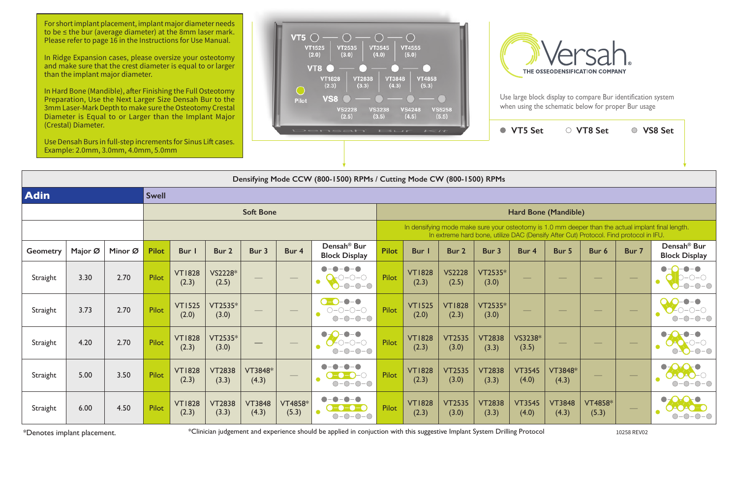For short implant placement, implant major diameter needs to be ≤ the bur (average diameter) at the 8mm laser mark. Please refer to page 16 in the Instructions for Use Manual.

In Ridge Expansion cases, please oversize your osteotomy and make sure that the crest diameter is equal to or larger than the implant major diameter.

In Hard Bone (Mandible), after Finishing the Full Osteotomy Preparation, Use the Next Larger Size Densah Bur to the 3mm Laser-Mark Depth to make sure the Osteotomy Crestal Diameter is Equal to or Larger than the Implant Major (Crestal) Diameter.

Use Densah Burs in full-step increments for Sinus Lift cases. Example: 2.0mm, 3.0mm, 4.0mm, 5.0mm

VT5: VT1525 (2.0) — VT2535 (3.0) — VT3545 (4.0) — VT4555 (5.0)

VT8: VT1828 (2.3) — VT2838 (3.3) — VT3848 (4.3) — VT4858 (5.3)

Pilot

VS8: VS2228 (2.5) — VS3238 (3.5) — VS4248 (4.5) — VS5258 (5.5)

Densah Bur Kit

Versah® THE OSSEODENSIFICATION COMPANY

Use large block display to compare Bur identification system when using the schematic below for proper Bur usage

● VT5 Set ○ VT8 Set ◉ VS8 Set

**Densifying Mode CCW (800-1500) RPMs / Cutting Mode CW (800-1500) RPMs**

| **Adin** | | | **Swell** | | | | | | | | | | | | | | | |
|---|---|---|---|---|---|---|---|---|---|---|---|---|---|---|---|---|---|---|
| | | | **Soft Bone** | | | | | | **Hard Bone (Mandible)** | | | | | | | | | |
| | | | | | | | | | In densifying mode make sure your osteotomy is 1.0 mm deeper than the actual implant final length. In extreme hard bone, utilize DAC (Densify After Cut) Protocol. Find protocol in IFU. | | | | | | | | | |
| Geometry | Major Ø | Minor Ø | Pilot | Bur 1 | Bur 2 | Bur 3 | Bur 4 | Densah® Bur Block Display | Pilot | Bur 1 | Bur 2 | Bur 3 | Bur 4 | Bur 5 | Bur 6 | Bur 7 | Densah® Bur Block Display |
| Straight | 3.30 | 2.70 | Pilot | VT1828 (2.3) | VS2228* (2.5) | — | — | | Pilot | VT1828 (2.3) | VS2228 (2.5) | VT2535* (3.0) | — | — | — | — | |
| Straight | 3.73 | 2.70 | Pilot | VT1525 (2.0) | VT2535* (3.0) | — | — | | Pilot | VT1525 (2.0) | VT1828 (2.3) | VT2535* (3.0) | — | — | — | — | |
| Straight | 4.20 | 2.70 | Pilot | VT1828 (2.3) | VT2535* (3.0) | — | — | | Pilot | VT1828 (2.3) | VT2535 (3.0) | VT2838 (3.3) | VS3238* (3.5) | — | — | — | |
| Straight | 5.00 | 3.50 | Pilot | VT1828 (2.3) | VT2838 (3.3) | VT3848* (4.3) | — | | Pilot | VT1828 (2.3) | VT2535 (3.0) | VT2838 (3.3) | VT3545 (4.0) | VT3848* (4.3) | — | — | |
| Straight | 6.00 | 4.50 | Pilot | VT1828 (2.3) | VT2838 (3.3) | VT3848 (4.3) | VT4858* (5.3) | | Pilot | VT1828 (2.3) | VT2535 (3.0) | VT2838 (3.3) | VT3545 (4.0) | VT3848 (4.3) | VT4858* (5.3) | — | |

*Denotes implant placement.

*Clinician judgement and experience should be applied in conjuction with this suggestive Implant System Drilling Protocol

10258 REV02